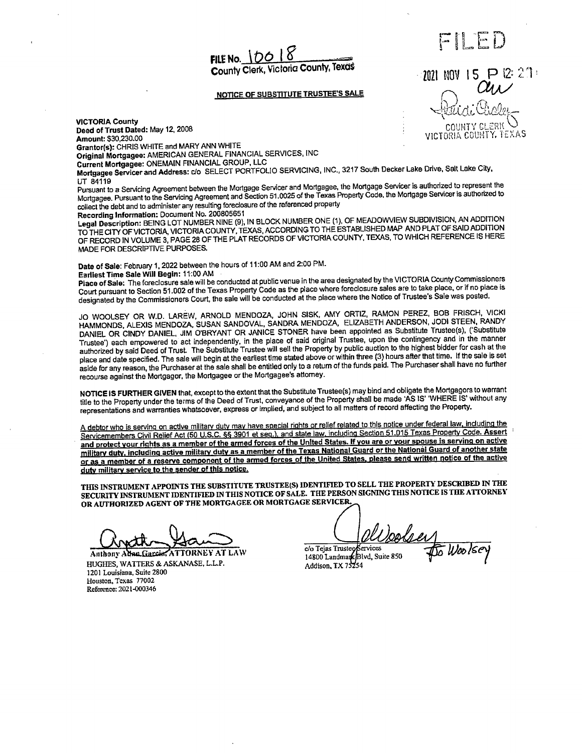FILE No. 10018
County Clerk, Victoria County, Texas

FILED

2021 NOV 15 P 12:21

COUNTY CLERK
VICTORIA COUNTY, TEXAS

## NOTICE OF SUBSTITUTE TRUSTEE'S SALE

**VICTORIA County**
**Deed of Trust Dated:** May 12, 2008
**Amount:** $30,230.00
**Grantor(s):** CHRIS WHITE and MARY ANN WHITE
**Original Mortgagee:** AMERICAN GENERAL FINANCIAL SERVICES, INC
**Current Mortgagee:** ONEMAIN FINANCIAL GROUP, LLC
**Mortgagee Servicer and Address:** c/o SELECT PORTFOLIO SERVICING, INC., 3217 South Decker Lake Drive, Salt Lake City, UT 84119
Pursuant to a Servicing Agreement between the Mortgage Servicer and Mortgagee, the Mortgage Servicer is authorized to represent the Mortgagee. Pursuant to the Servicing Agreement and Section 51.0025 of the Texas Property Code, the Mortgage Servicer is authorized to collect the debt and to administer any resulting foreclosure of the referenced property
**Recording Information:** Document No. 200805651
**Legal Description:** BEING LOT NUMBER NINE (9), IN BLOCK NUMBER ONE (1), OF MEADOWVIEW SUBDIVISION, AN ADDITION TO THE CITY OF VICTORIA, VICTORIA COUNTY, TEXAS, ACCORDING TO THE ESTABLISHED MAP AND PLAT OF SAID ADDITION OF RECORD IN VOLUME 3, PAGE 28 OF THE PLAT RECORDS OF VICTORIA COUNTY, TEXAS, TO WHICH REFERENCE IS HERE MADE FOR DESCRIPTIVE PURPOSES.

**Date of Sale:** February 1, 2022 between the hours of 11:00 AM and 2:00 PM.
**Earliest Time Sale Will Begin:** 11:00 AM
**Place of Sale:** The foreclosure sale will be conducted at public venue in the area designated by the VICTORIA County Commissioners Court pursuant to Section 51.002 of the Texas Property Code as the place where foreclosure sales are to take place, or if no place is designated by the Commissioners Court, the sale will be conducted at the place where the Notice of Trustee's Sale was posted.

JO WOOLSEY OR W.D. LARÉW, ARNOLD MENDOZA, JOHN SISK, AMY ORTIZ, RAMON PEREZ, BOB FRISCH, VICKI HAMMONDS, ALEXIS MENDOZA, SUSAN SANDOVAL, SANDRA MENDOZA, ELIZABETH ANDERSON, JODI STEEN, RANDY DANIEL OR CINDY DANIEL, JIM O'BRYANT OR JANICE STONER have been appointed as Substitute Trustee(s), ('Substitute Trustee') each empowered to act independently, in the place of said original Trustee, upon the contingency and in the manner authorized by said Deed of Trust. The Substitute Trustee will sell the Property by public auction to the highest bidder for cash at the place and date specified. The sale will begin at the earliest time stated above or within three (3) hours after that time. If the sale is set aside for any reason, the Purchaser at the sale shall be entitled only to a return of the funds paid. The Purchaser shall have no further recourse against the Mortgagor, the Mortgagee or the Mortgagee's attorney.

**NOTICE IS FURTHER GIVEN** that, except to the extent that the Substitute Trustee(s) may bind and obligate the Mortgagors to warrant title to the Property under the terms of the Deed of Trust, conveyance of the Property shall be made 'AS IS' 'WHERE IS' without any representations and warranties whatsoever, express or implied, and subject to all matters of record affecting the Property.

A debtor who is serving on active military duty may have special rights or relief related to this notice under federal law, including the Servicemembers Civil Relief Act (50 U.S.C. §§ 3901 et seq.), and state law, including Section 51.015 Texas Property Code. **Assert and protect your rights as a member of the armed forces of the United States. If you are or your spouse is serving on active military duty, including active military duty as a member of the Texas National Guard or the National Guard of another state or as a member of a reserve component of the armed forces of the United States, please send written notice of the active duty military service to the sender of this notice.**

**THIS INSTRUMENT APPOINTS THE SUBSTITUTE TRUSTEE(S) IDENTIFIED TO SELL THE PROPERTY DESCRIBED IN THE SECURITY INSTRUMENT IDENTIFIED IN THIS NOTICE OF SALE. THE PERSON SIGNING THIS NOTICE IS THE ATTORNEY OR AUTHORIZED AGENT OF THE MORTGAGEE OR MORTGAGE SERVICER.**

Anthony Adan Garcia, ATTORNEY AT LAW
HUGHES, WATTERS & ASKANASE, L.L.P.
1201 Louisiana, Suite 2800
Houston, Texas 77002
Reference: 2021-000346

Jo Woolsey
c/o Tejas Trustee Services
14800 Landmark Blvd, Suite 850
Addison, TX 75254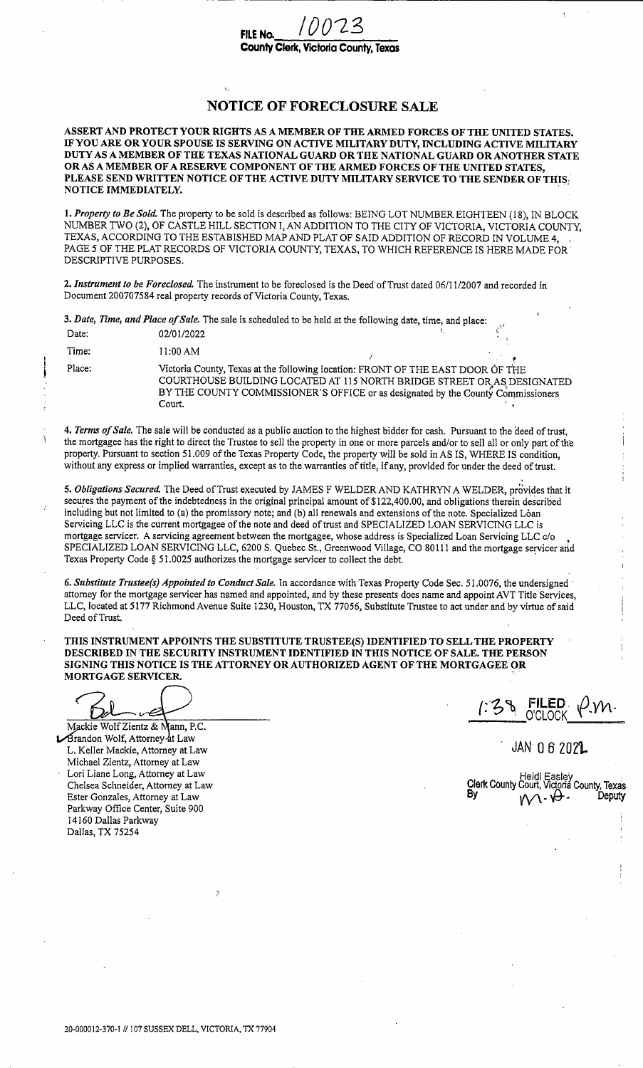FILE No. 10023

**County Clerk, Victoria County, Texas**

# NOTICE OF FORECLOSURE SALE

**ASSERT AND PROTECT YOUR RIGHTS AS A MEMBER OF THE ARMED FORCES OF THE UNITED STATES. IF YOU ARE OR YOUR SPOUSE IS SERVING ON ACTIVE MILITARY DUTY, INCLUDING ACTIVE MILITARY DUTY AS A MEMBER OF THE TEXAS NATIONAL GUARD OR THE NATIONAL GUARD OR ANOTHER STATE OR AS A MEMBER OF A RESERVE COMPONENT OF THE ARMED FORCES OF THE UNITED STATES, PLEASE SEND WRITTEN NOTICE OF THE ACTIVE DUTY MILITARY SERVICE TO THE SENDER OF THIS NOTICE IMMEDIATELY.**

1. ***Property to Be Sold.*** The property to be sold is described as follows: BEING LOT NUMBER EIGHTEEN (18), IN BLOCK NUMBER TWO (2), OF CASTLE HILL SECTION I, AN ADDITION TO THE CITY OF VICTORIA, VICTORIA COUNTY, TEXAS, ACCORDING TO THE ESTABISHED MAP AND PLAT OF SAID ADDITION OF RECORD IN VOLUME 4, PAGE 5 OF THE PLAT RECORDS OF VICTORIA COUNTY, TEXAS, TO WHICH REFERENCE IS HERE MADE FOR DESCRIPTIVE PURPOSES.

2. ***Instrument to be Foreclosed.*** The instrument to be foreclosed is the Deed of Trust dated 06/11/2007 and recorded in Document 200707584 real property records of Victoria County, Texas.

3. ***Date, Time, and Place of Sale.*** The sale is scheduled to be held at the following date, time, and place:

Date: 02/01/2022

Time: 11:00 AM

Place: Victoria County, Texas at the following location: FRONT OF THE EAST DOOR OF THE COURTHOUSE BUILDING LOCATED AT 115 NORTH BRIDGE STREET OR AS DESIGNATED BY THE COUNTY COMMISSIONER'S OFFICE or as designated by the County Commissioners Court.

4. ***Terms of Sale.*** The sale will be conducted as a public auction to the highest bidder for cash. Pursuant to the deed of trust, the mortgagee has the right to direct the Trustee to sell the property in one or more parcels and/or to sell all or only part of the property. Pursuant to section 51.009 of the Texas Property Code, the property will be sold in AS IS, WHERE IS condition, without any express or implied warranties, except as to the warranties of title, if any, provided for under the deed of trust.

5. ***Obligations Secured.*** The Deed of Trust executed by JAMES F WELDER AND KATHRYN A WELDER, provides that it secures the payment of the indebtedness in the original principal amount of $122,400.00, and obligations therein described including but not limited to (a) the promissory note; and (b) all renewals and extensions of the note. Specialized Loan Servicing LLC is the current mortgagee of the note and deed of trust and SPECIALIZED LOAN SERVICING LLC is mortgage servicer. A servicing agreement between the mortgagee, whose address is Specialized Loan Servicing LLC c/o SPECIALIZED LOAN SERVICING LLC, 6200 S. Quebec St., Greenwood Village, CO 80111 and the mortgage servicer and Texas Property Code § 51.0025 authorizes the mortgage servicer to collect the debt.

6. ***Substitute Trustee(s) Appointed to Conduct Sale.*** In accordance with Texas Property Code Sec. 51.0076, the undersigned attorney for the mortgage servicer has named and appointed, and by these presents does name and appoint AVT Title Services, LLC, located at 5177 Richmond Avenue Suite 1230, Houston, TX 77056, Substitute Trustee to act under and by virtue of said Deed of Trust.

**THIS INSTRUMENT APPOINTS THE SUBSTITUTE TRUSTEE(S) IDENTIFIED TO SELL THE PROPERTY DESCRIBED IN THE SECURITY INSTRUMENT IDENTIFIED IN THIS NOTICE OF SALE. THE PERSON SIGNING THIS NOTICE IS THE ATTORNEY OR AUTHORIZED AGENT OF THE MORTGAGEE OR MORTGAGE SERVICER.**

Mackie Wolf Zientz & Mann, P.C.
Brandon Wolf, Attorney at Law
L. Keller Mackie, Attorney at Law
Michael Zientz, Attorney at Law
Lori Liane Long, Attorney at Law
Chelsea Schneider, Attorney at Law
Ester Gonzales, Attorney at Law
Parkway Office Center, Suite 900
14160 Dallas Parkway
Dallas, TX 75254

1:38 O'CLOCK P.M. FILED

JAN 06 2021

Heidi Easley
Clerk County Court, Victoria County, Texas
By M.-V. Deputy

20-000012-370-1 // 107 SUSSEX DELL, VICTORIA, TX 77904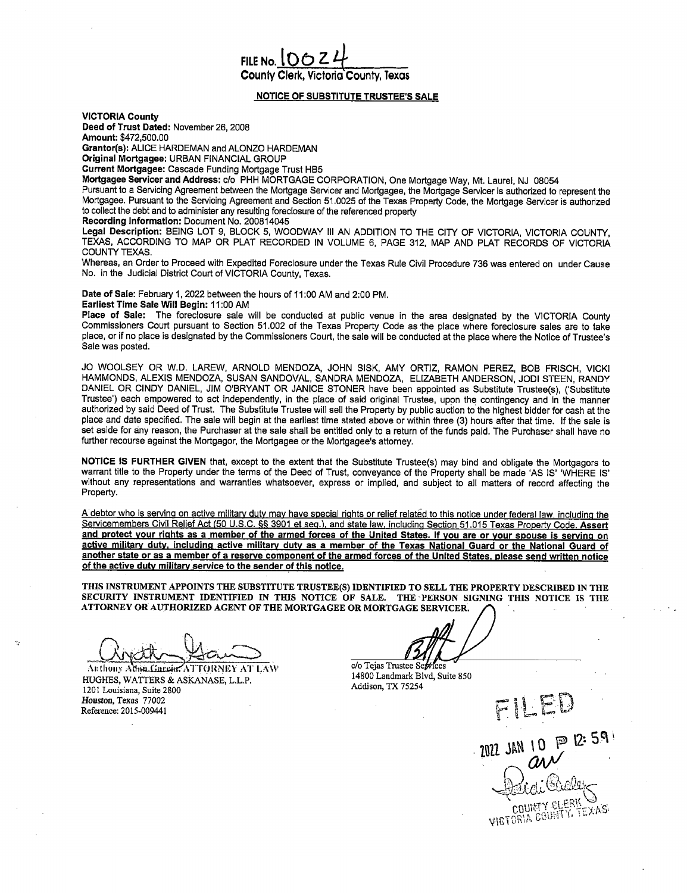FILE No. 10024

County Clerk, Victoria County, Texas

## NOTICE OF SUBSTITUTE TRUSTEE'S SALE

**VICTORIA County**
**Deed of Trust Dated:** November 26, 2008
**Amount:** $472,500.00
**Grantor(s):** ALICE HARDEMAN and ALONZO HARDEMAN
**Original Mortgagee:** URBAN FINANCIAL GROUP
**Current Mortgagee:** Cascade Funding Mortgage Trust HB5
**Mortgagee Servicer and Address:** c/o PHH MORTGAGE CORPORATION, One Mortgage Way, Mt. Laurel, NJ 08054
Pursuant to a Servicing Agreement between the Mortgage Servicer and Mortgagee, the Mortgage Servicer is authorized to represent the Mortgagee. Pursuant to the Servicing Agreement and Section 51.0025 of the Texas Property Code, the Mortgage Servicer is authorized to collect the debt and to administer any resulting foreclosure of the referenced property
**Recording Information:** Document No. 200814045
**Legal Description:** BEING LOT 9, BLOCK 5, WOODWAY III AN ADDITION TO THE CITY OF VICTORIA, VICTORIA COUNTY, TEXAS, ACCORDING TO MAP OR PLAT RECORDED IN VOLUME 6, PAGE 312, MAP AND PLAT RECORDS OF VICTORIA COUNTY TEXAS.
Whereas, an Order to Proceed with Expedited Foreclosure under the Texas Rule Civil Procedure 736 was entered on under Cause No. in the Judicial District Court of VICTORIA County, Texas.

**Date of Sale:** February 1, 2022 between the hours of 11:00 AM and 2:00 PM.
**Earliest Time Sale Will Begin:** 11:00 AM
**Place of Sale:** The foreclosure sale will be conducted at public venue in the area designated by the VICTORIA County Commissioners Court pursuant to Section 51.002 of the Texas Property Code as the place where foreclosure sales are to take place, or if no place is designated by the Commissioners Court, the sale will be conducted at the place where the Notice of Trustee's Sale was posted.

JO WOOLSEY OR W.D. LAREW, ARNOLD MENDOZA, JOHN SISK, AMY ORTIZ, RAMON PEREZ, BOB FRISCH, VICKI HAMMONDS, ALEXIS MENDOZA, SUSAN SANDOVAL, SANDRA MENDOZA, ELIZABETH ANDERSON, JODI STEEN, RANDY DANIEL OR CINDY DANIEL, JIM O'BRYANT OR JANICE STONER have been appointed as Substitute Trustee(s), ('Substitute Trustee') each empowered to act independently, in the place of said original Trustee, upon the contingency and in the manner authorized by said Deed of Trust. The Substitute Trustee will sell the Property by public auction to the highest bidder for cash at the place and date specified. The sale will begin at the earliest time stated above or within three (3) hours after that time. If the sale is set aside for any reason, the Purchaser at the sale shall be entitled only to a return of the funds paid. The Purchaser shall have no further recourse against the Mortgagor, the Mortgagee or the Mortgagee's attorney.

**NOTICE IS FURTHER GIVEN** that, except to the extent that the Substitute Trustee(s) may bind and obligate the Mortgagors to warrant title to the Property under the terms of the Deed of Trust, conveyance of the Property shall be made 'AS IS' 'WHERE IS' without any representations and warranties whatsoever, express or implied, and subject to all matters of record affecting the Property.

A debtor who is serving on active military duty may have special rights or relief related to this notice under federal law, including the Servicemembers Civil Relief Act (50 U.S.C. §§ 3901 et seq.), and state law, including Section 51.015 Texas Property Code. **Assert and protect your rights as a member of the armed forces of the United States. If you are or your spouse is serving on active military duty, including active military duty as a member of the Texas National Guard or the National Guard of another state or as a member of a reserve component of the armed forces of the United States, please send written notice of the active duty military service to the sender of this notice.**

**THIS INSTRUMENT APPOINTS THE SUBSTITUTE TRUSTEE(S) IDENTIFIED TO SELL THE PROPERTY DESCRIBED IN THE SECURITY INSTRUMENT IDENTIFIED IN THIS NOTICE OF SALE. THE PERSON SIGNING THIS NOTICE IS THE ATTORNEY OR AUTHORIZED AGENT OF THE MORTGAGEE OR MORTGAGE SERVICER.**

Anthony Adam Garcia, ATTORNEY AT LAW
HUGHES, WATTERS & ASKANASE, L.L.P.
1201 Louisiana, Suite 2800
Houston, Texas 77002
Reference: 2015-009441

c/o Tejas Trustee Services
14800 Landmark Blvd, Suite 850
Addison, TX 75254

FILED
2022 JAN 10 PM 12:59
COUNTY CLERK
VICTORIA COUNTY, TEXAS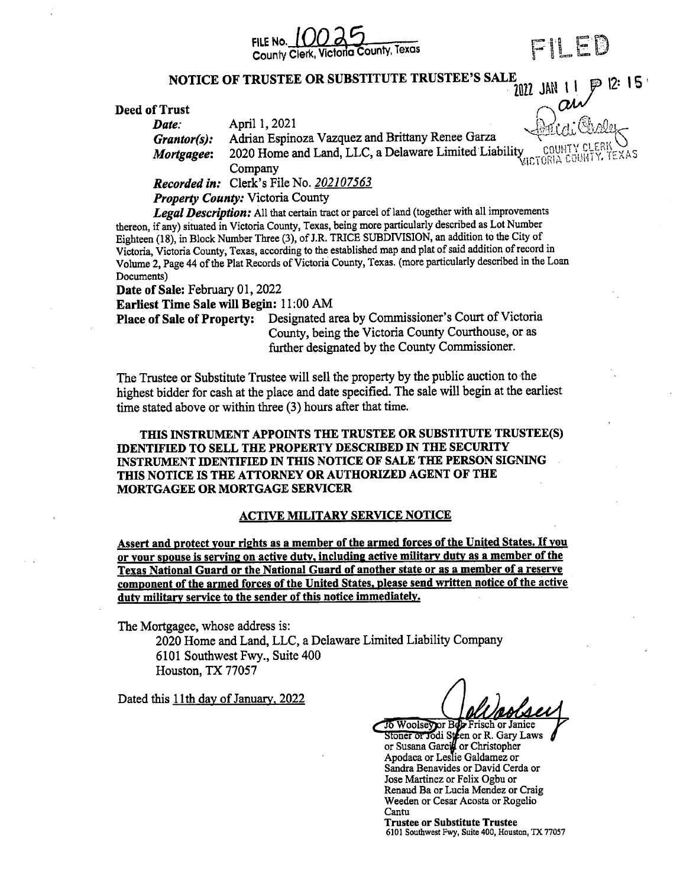FILE No. 10025
County Clerk, Victoria County, Texas

FILED

2022 JAN 11 P 12:15

COUNTY CLERK
VICTORIA COUNTY, TEXAS

## NOTICE OF TRUSTEE OR SUBSTITUTE TRUSTEE'S SALE

**Deed of Trust**

***Date:*** April 1, 2021

***Grantor(s):*** Adrian Espinoza Vazquez and Brittany Renee Garza

***Mortgagee:*** 2020 Home and Land, LLC, a Delaware Limited Liability Company

***Recorded in:*** Clerk's File No. 202107563

***Property County:*** Victoria County

***Legal Description:*** All that certain tract or parcel of land (together with all improvements thereon, if any) situated in Victoria County, Texas, being more particularly described as Lot Number Eighteen (18), in Block Number Three (3), of J.R. TRICE SUBDIVISION, an addition to the City of Victoria, Victoria County, Texas, according to the established map and plat of said addition of record in Volume 2, Page 44 of the Plat Records of Victoria County, Texas. (more particularly described in the Loan Documents)

**Date of Sale:** February 01, 2022

**Earliest Time Sale will Begin:** 11:00 AM

**Place of Sale of Property:** Designated area by Commissioner's Court of Victoria County, being the Victoria County Courthouse, or as further designated by the County Commissioner.

The Trustee or Substitute Trustee will sell the property by the public auction to the highest bidder for cash at the place and date specified. The sale will begin at the earliest time stated above or within three (3) hours after that time.

**THIS INSTRUMENT APPOINTS THE TRUSTEE OR SUBSTITUTE TRUSTEE(S) IDENTIFIED TO SELL THE PROPERTY DESCRIBED IN THE SECURITY INSTRUMENT IDENTIFIED IN THIS NOTICE OF SALE THE PERSON SIGNING THIS NOTICE IS THE ATTORNEY OR AUTHORIZED AGENT OF THE MORTGAGEE OR MORTGAGE SERVICER**

### ACTIVE MILITARY SERVICE NOTICE

**Assert and protect your rights as a member of the armed forces of the United States. If you or your spouse is serving on active duty, including active military duty as a member of the Texas National Guard or the National Guard of another state or as a member of a reserve component of the armed forces of the United States, please send written notice of the active duty military service to the sender of this notice immediately.**

The Mortgagee, whose address is:

2020 Home and Land, LLC, a Delaware Limited Liability Company
6101 Southwest Fwy., Suite 400
Houston, TX 77057

Dated this 11th day of January, 2022

Jo Woolsey or Bob Frisch or Janice Stoner or Jodi Steen or R. Gary Laws or Susana Garcia or Christopher Apodaca or Leslie Galdamez or Sandra Benavides or David Cerda or Jose Martinez or Felix Ogbu or Renaud Ba or Lucia Mendez or Craig Weeden or Cesar Acosta or Rogelio Cantu
**Trustee or Substitute Trustee**
6101 Southwest Fwy, Suite 400, Houston, TX 77057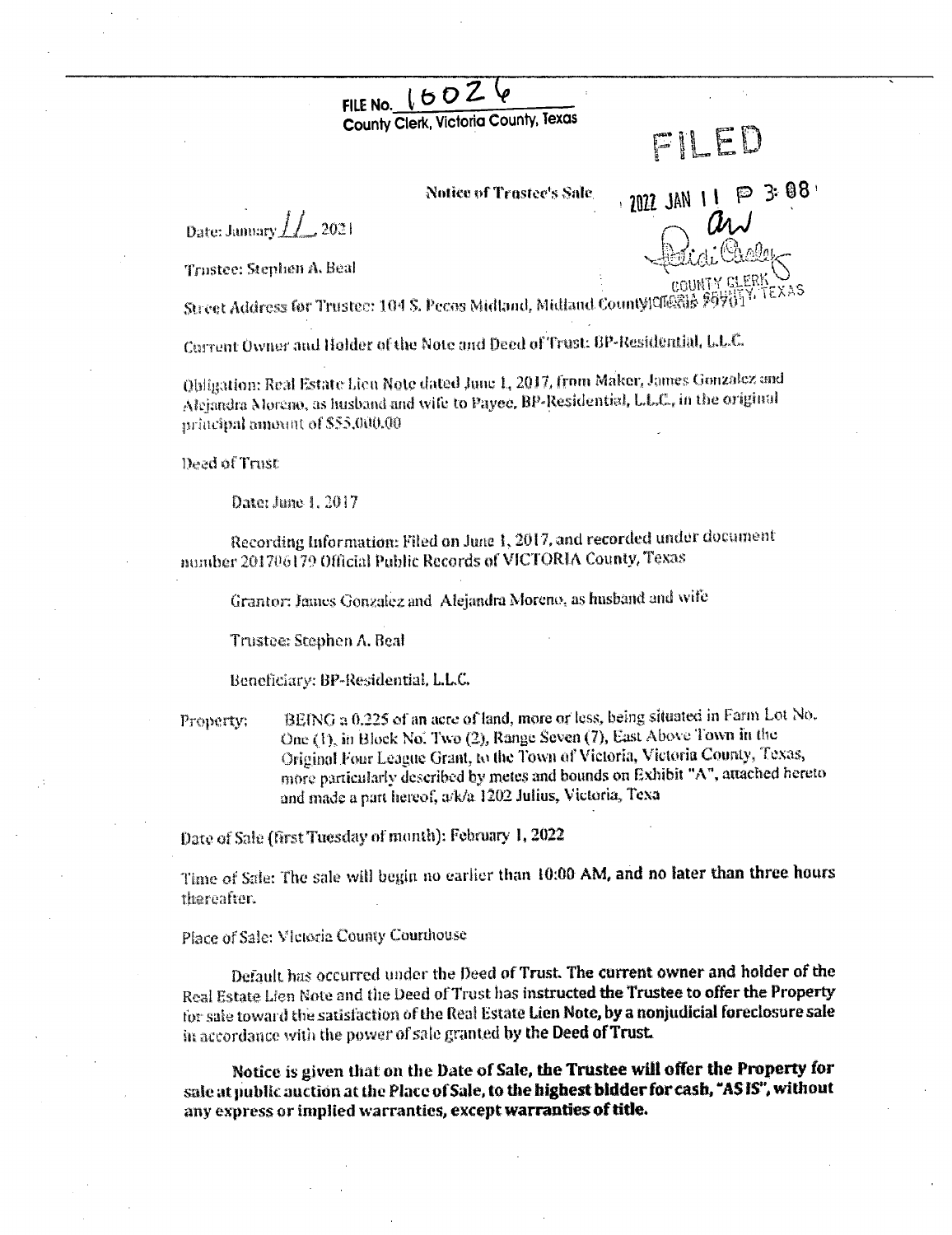FILE No. 16026
County Clerk, Victoria County, Texas

FILED

2022 JAN 11 P 3:08

COUNTY CLERK
VICTORIA COUNTY, TEXAS

Notice of Trustee's Sale

Date: January 11, 2021

Trustee: Stephen A. Beal

Street Address for Trustee: 104 S. Pecos Midland, Midland County, Texas 79701

Current Owner and Holder of the Note and Deed of Trust: BP-Residential, L.L.C.

Obligation: Real Estate Lien Note dated June 1, 2017, from Maker, James Gonzalez and Alejandra Moreno, as husband and wife to Payee, BP-Residential, L.L.C., in the original principal amount of $55,000.00

Deed of Trust

Date: June 1, 2017

Recording Information: Filed on June 1, 2017, and recorded under document number 201706179 Official Public Records of VICTORIA County, Texas

Grantor: James Gonzalez and Alejandra Moreno, as husband and wife

Trustee: Stephen A. Beal

Beneficiary: BP-Residential, L.L.C.

Property: BEING a 0.225 of an acre of land, more or less, being situated in Farm Lot No. One (1), in Block No. Two (2), Range Seven (7), East Above Town in the Original Four League Grant, to the Town of Victoria, Victoria County, Texas, more particularly described by metes and bounds on Exhibit "A", attached hereto and made a part hereof, a/k/a 1202 Julius, Victoria, Texa

Date of Sale (first Tuesday of month): February 1, 2022

Time of Sale: The sale will begin no earlier than 10:00 AM, and no later than three hours thereafter.

Place of Sale: Victoria County Courthouse

Default has occurred under the Deed of Trust. The current owner and holder of the Real Estate Lien Note and the Deed of Trust has instructed the Trustee to offer the Property for sale toward the satisfaction of the Real Estate Lien Note, by a nonjudicial foreclosure sale in accordance with the power of sale granted by the Deed of Trust.

**Notice is given that on the Date of Sale, the Trustee will offer the Property for sale at public auction at the Place of Sale, to the highest bidder for cash, "AS IS", without any express or implied warranties, except warranties of title.**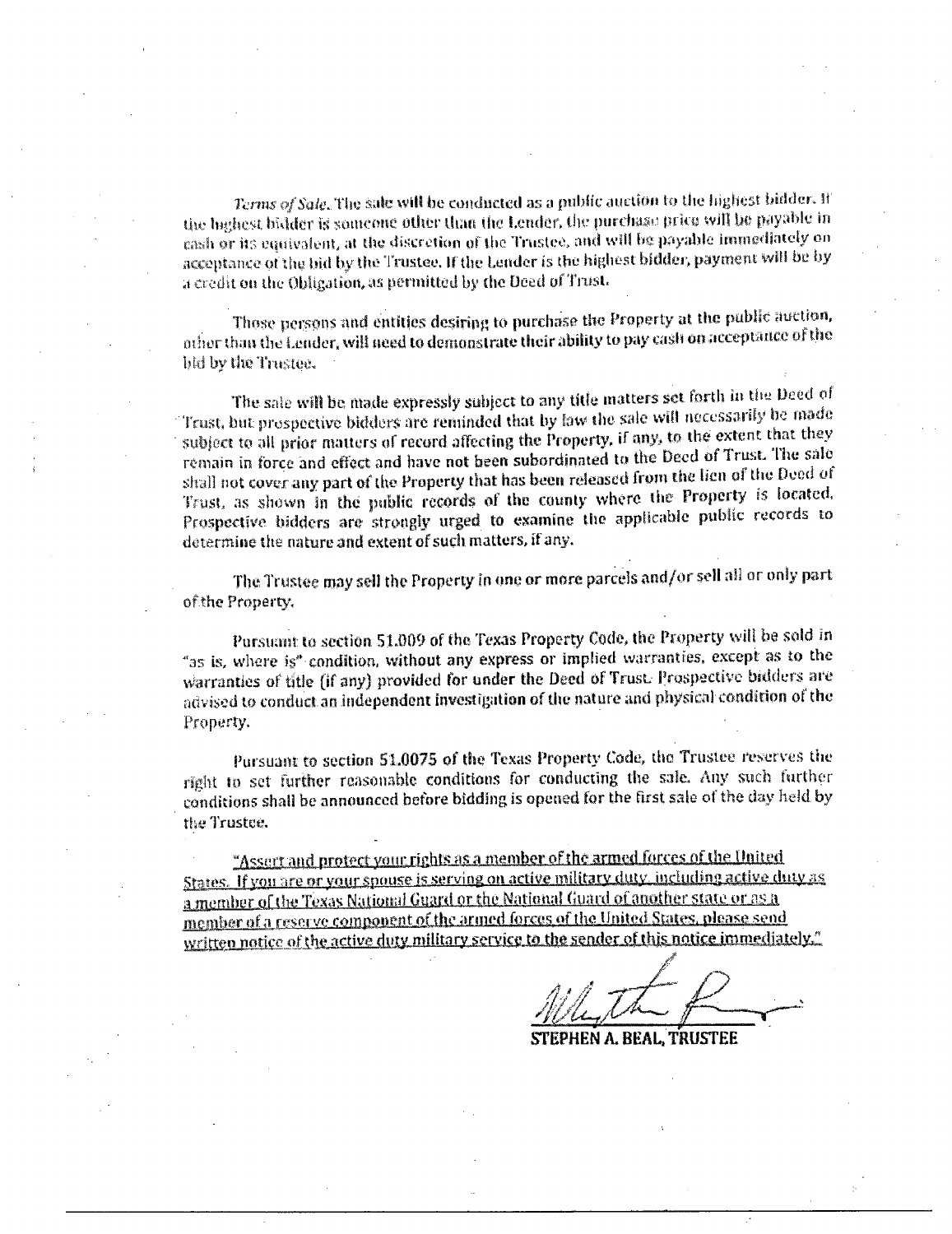*Terms of Sale*. The sale will be conducted as a public auction to the highest bidder. If the highest bidder is someone other than the Lender, the purchase price will be payable in cash or its equivalent, at the discretion of the Trustee, and will be payable immediately on acceptance of the bid by the Trustee. If the Lender is the highest bidder, payment will be by a credit on the Obligation, as permitted by the Deed of Trust.

Those persons and entities desiring to purchase the Property at the public auction, other than the Lender, will need to demonstrate their ability to pay cash on acceptance of the bid by the Trustee.

The sale will be made expressly subject to any title matters set forth in the Deed of Trust, but prospective bidders are reminded that by law the sale will necessarily be made subject to all prior matters of record affecting the Property, if any, to the extent that they remain in force and effect and have not been subordinated to the Deed of Trust. The sale shall not cover any part of the Property that has been released from the lien of the Deed of Trust, as shown in the public records of the county where the Property is located. Prospective bidders are strongly urged to examine the applicable public records to determine the nature and extent of such matters, if any.

The Trustee may sell the Property in one or more parcels and/or sell all or only part of the Property.

Pursuant to section 51.009 of the Texas Property Code, the Property will be sold in "as is, where is" condition, without any express or implied warranties, except as to the warranties of title (if any) provided for under the Deed of Trust. Prospective bidders are advised to conduct an independent investigation of the nature and physical condition of the Property.

Pursuant to section 51.0075 of the Texas Property Code, the Trustee reserves the right to set further reasonable conditions for conducting the sale. Any such further conditions shall be announced before bidding is opened for the first sale of the day held by the Trustee.

"Assert and protect your rights as a member of the armed forces of the United States. If you are or your spouse is serving on active military duty, including active duty as a member of the Texas National Guard or the National Guard of another state or as a member of a reserve component of the armed forces of the United States, please send written notice of the active duty military service to the sender of this notice immediately."

**STEPHEN A. BEAL, TRUSTEE**